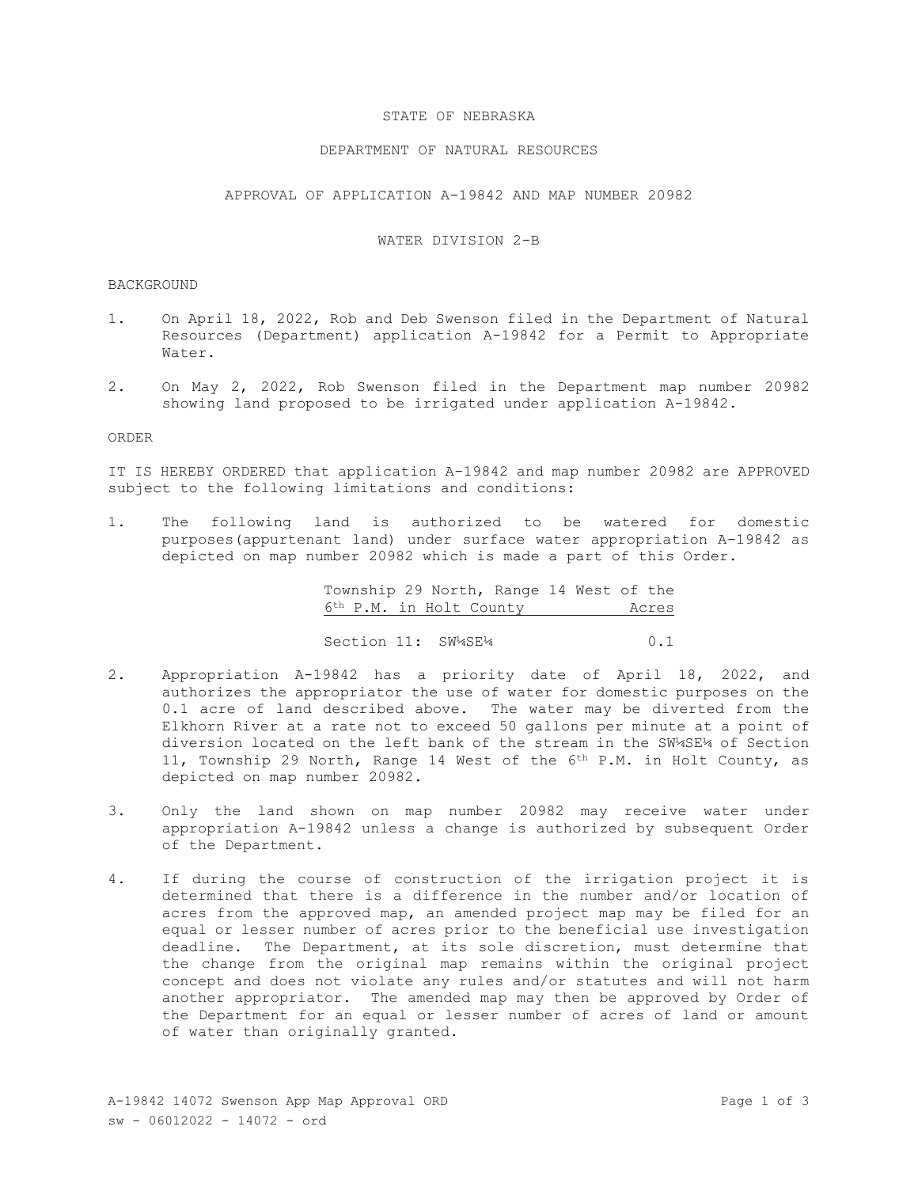STATE OF NEBRASKA

DEPARTMENT OF NATURAL RESOURCES

APPROVAL OF APPLICATION A-19842 AND MAP NUMBER 20982

WATER DIVISION 2-B

BACKGROUND

1. On April 18, 2022, Rob and Deb Swenson filed in the Department of Natural Resources (Department) application A-19842 for a Permit to Appropriate Water.

2. On May 2, 2022, Rob Swenson filed in the Department map number 20982 showing land proposed to be irrigated under application A-19842.

ORDER

IT IS HEREBY ORDERED that application A-19842 and map number 20982 are APPROVED subject to the following limitations and conditions:

1. The following land is authorized to be watered for domestic purposes(appurtenant land) under surface water appropriation A-19842 as depicted on map number 20982 which is made a part of this Order.

| Township 29 North, Range 14 West of the 6th P.M. in Holt County | Acres |
|---|---|
| Section 11: SW¼SE¼ | 0.1 |

2. Appropriation A-19842 has a priority date of April 18, 2022, and authorizes the appropriator the use of water for domestic purposes on the 0.1 acre of land described above. The water may be diverted from the Elkhorn River at a rate not to exceed 50 gallons per minute at a point of diversion located on the left bank of the stream in the SW¼SE¼ of Section 11, Township 29 North, Range 14 West of the 6th P.M. in Holt County, as depicted on map number 20982.

3. Only the land shown on map number 20982 may receive water under appropriation A-19842 unless a change is authorized by subsequent Order of the Department.

4. If during the course of construction of the irrigation project it is determined that there is a difference in the number and/or location of acres from the approved map, an amended project map may be filed for an equal or lesser number of acres prior to the beneficial use investigation deadline. The Department, at its sole discretion, must determine that the change from the original map remains within the original project concept and does not violate any rules and/or statutes and will not harm another appropriator. The amended map may then be approved by Order of the Department for an equal or lesser number of acres of land or amount of water than originally granted.

A-19842 14072 Swenson App Map Approval ORD
sw - 06012022 - 14072 - ord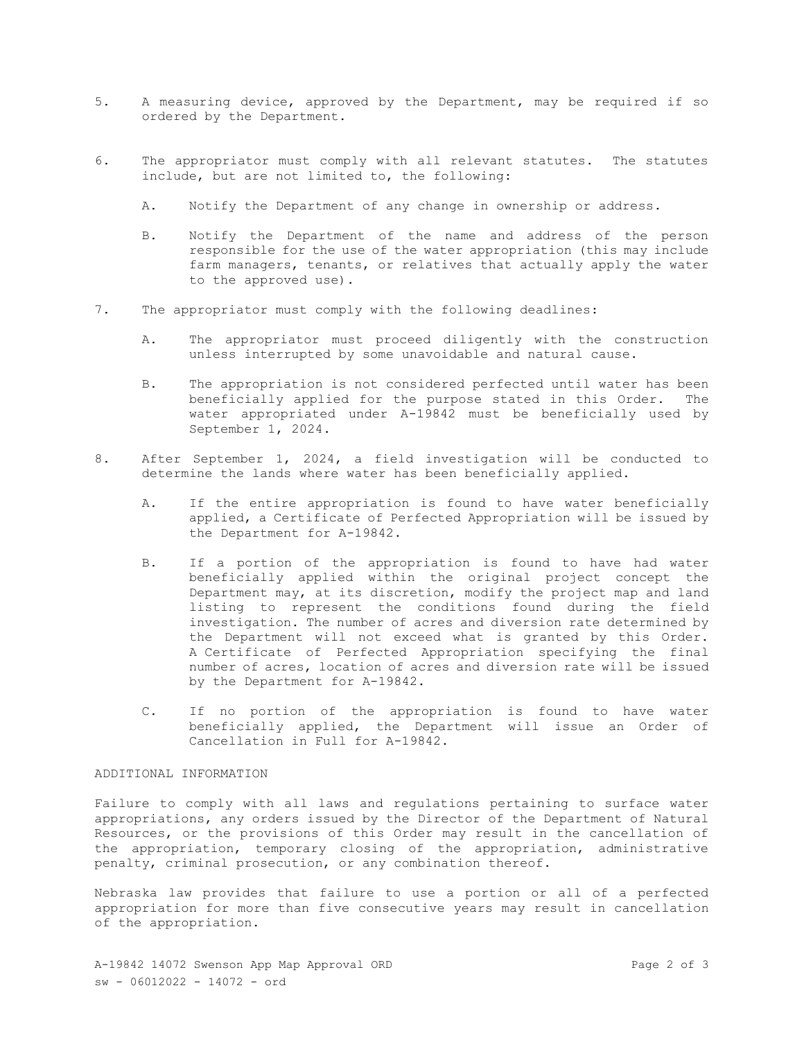5. A measuring device, approved by the Department, may be required if so ordered by the Department.

6. The appropriator must comply with all relevant statutes. The statutes include, but are not limited to, the following:

   A. Notify the Department of any change in ownership or address.

   B. Notify the Department of the name and address of the person responsible for the use of the water appropriation (this may include farm managers, tenants, or relatives that actually apply the water to the approved use).

7. The appropriator must comply with the following deadlines:

   A. The appropriator must proceed diligently with the construction unless interrupted by some unavoidable and natural cause.

   B. The appropriation is not considered perfected until water has been beneficially applied for the purpose stated in this Order. The water appropriated under A-19842 must be beneficially used by September 1, 2024.

8. After September 1, 2024, a field investigation will be conducted to determine the lands where water has been beneficially applied.

   A. If the entire appropriation is found to have water beneficially applied, a Certificate of Perfected Appropriation will be issued by the Department for A-19842.

   B. If a portion of the appropriation is found to have had water beneficially applied within the original project concept the Department may, at its discretion, modify the project map and land listing to represent the conditions found during the field investigation. The number of acres and diversion rate determined by the Department will not exceed what is granted by this Order. A Certificate of Perfected Appropriation specifying the final number of acres, location of acres and diversion rate will be issued by the Department for A-19842.

   C. If no portion of the appropriation is found to have water beneficially applied, the Department will issue an Order of Cancellation in Full for A-19842.

ADDITIONAL INFORMATION

Failure to comply with all laws and regulations pertaining to surface water appropriations, any orders issued by the Director of the Department of Natural Resources, or the provisions of this Order may result in the cancellation of the appropriation, temporary closing of the appropriation, administrative penalty, criminal prosecution, or any combination thereof.

Nebraska law provides that failure to use a portion or all of a perfected appropriation for more than five consecutive years may result in cancellation of the appropriation.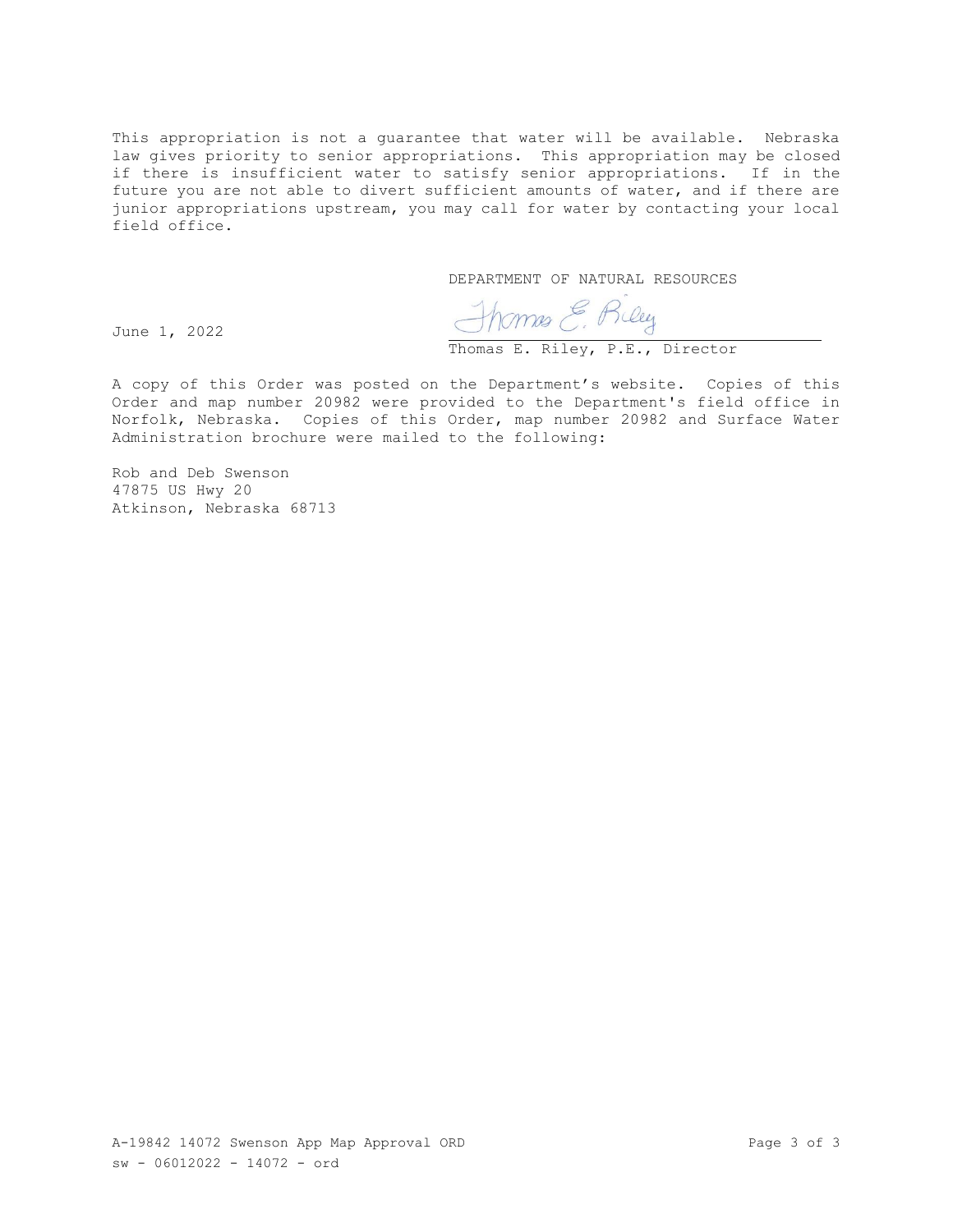This appropriation is not a guarantee that water will be available. Nebraska law gives priority to senior appropriations. This appropriation may be closed if there is insufficient water to satisfy senior appropriations. If in the future you are not able to divert sufficient amounts of water, and if there are junior appropriations upstream, you may call for water by contacting your local field office.

DEPARTMENT OF NATURAL RESOURCES

June 1, 2022

Thomas E. Riley

Thomas E. Riley, P.E., Director

A copy of this Order was posted on the Department's website. Copies of this Order and map number 20982 were provided to the Department's field office in Norfolk, Nebraska. Copies of this Order, map number 20982 and Surface Water Administration brochure were mailed to the following:

Rob and Deb Swenson
47875 US Hwy 20
Atkinson, Nebraska 68713

A-19842 14072 Swenson App Map Approval ORD
sw - 06012022 - 14072 - ord